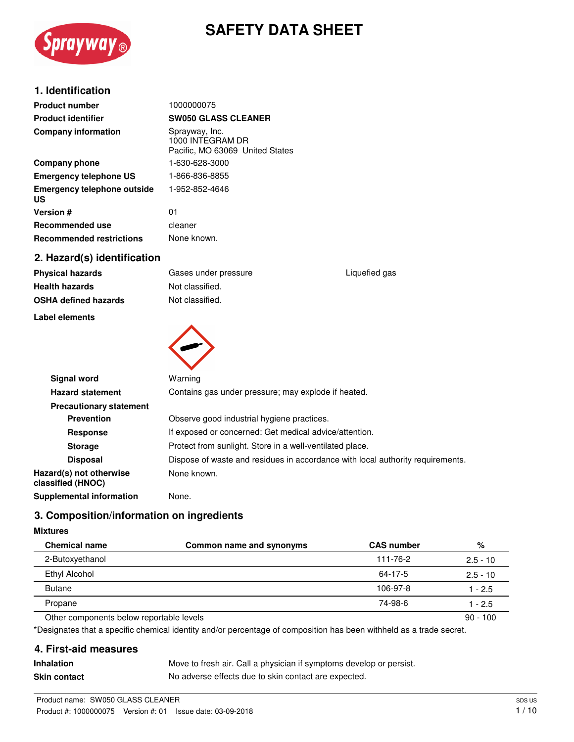# SAFETY DATA SHEET

## 1. Identification

| | |
|---|---|
| **Product number** | 1000000075 |
| **Product identifier** | **SW050 GLASS CLEANER** |
| **Company information** | Sprayway, Inc.<br>1000 INTEGRAM DR<br>Pacific, MO 63069 United States |
| **Company phone** | 1-630-628-3000 |
| **Emergency telephone US** | 1-866-836-8855 |
| **Emergency telephone outside US** | 1-952-852-4646 |
| **Version #** | 01 |
| **Recommended use** | cleaner |
| **Recommended restrictions** | None known. |

## 2. Hazard(s) identification

| | | |
|---|---|---|
| **Physical hazards** | Gases under pressure | Liquefied gas |
| **Health hazards** | Not classified. | |
| **OSHA defined hazards** | Not classified. | |

**Label elements**

| | |
|---|---|
| **Signal word** | Warning |
| **Hazard statement** | Contains gas under pressure; may explode if heated. |
| **Precautionary statement** | |
| **Prevention** | Observe good industrial hygiene practices. |
| **Response** | If exposed or concerned: Get medical advice/attention. |
| **Storage** | Protect from sunlight. Store in a well-ventilated place. |
| **Disposal** | Dispose of waste and residues in accordance with local authority requirements. |
| **Hazard(s) not otherwise classified (HNOC)** | None known. |
| **Supplemental information** | None. |

## 3. Composition/information on ingredients

**Mixtures**

| Chemical name | Common name and synonyms | CAS number | % |
|---|---|---|---|
| 2-Butoxyethanol | | 111-76-2 | 2.5 - 10 |
| Ethyl Alcohol | | 64-17-5 | 2.5 - 10 |
| Butane | | 106-97-8 | 1 - 2.5 |
| Propane | | 74-98-6 | 1 - 2.5 |
| Other components below reportable levels | | | 90 - 100 |

*Designates that a specific chemical identity and/or percentage of composition has been withheld as a trade secret.

## 4. First-aid measures

| | |
|---|---|
| **Inhalation** | Move to fresh air. Call a physician if symptoms develop or persist. |
| **Skin contact** | No adverse effects due to skin contact are expected. |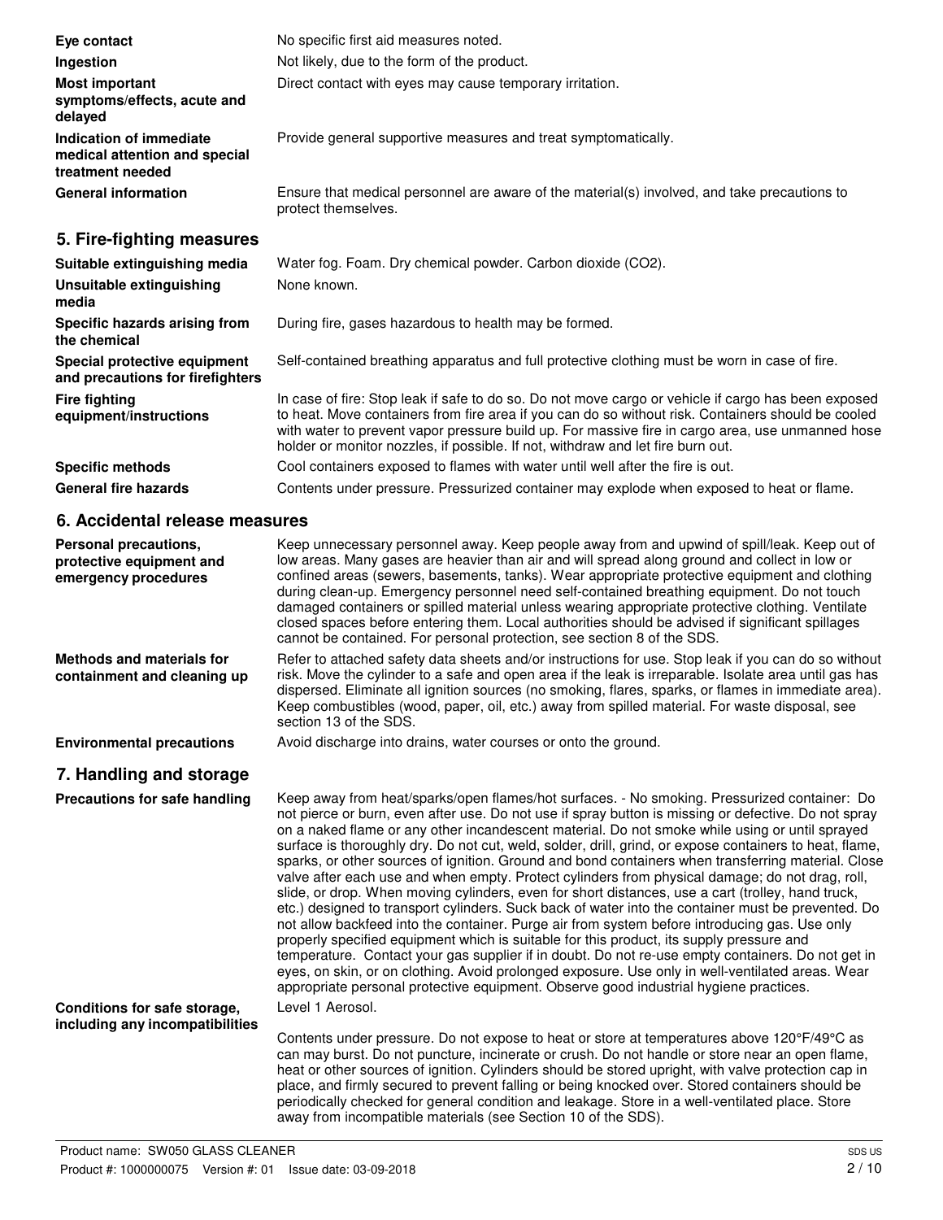**Eye contact** No specific first aid measures noted.

**Ingestion** Not likely, due to the form of the product.

**Most important symptoms/effects, acute and delayed** Direct contact with eyes may cause temporary irritation.

**Indication of immediate medical attention and special treatment needed** Provide general supportive measures and treat symptomatically.

**General information** Ensure that medical personnel are aware of the material(s) involved, and take precautions to protect themselves.

## 5. Fire-fighting measures

**Suitable extinguishing media** Water fog. Foam. Dry chemical powder. Carbon dioxide ($CO_2$).

**Unsuitable extinguishing media** None known.

**Specific hazards arising from the chemical** During fire, gases hazardous to health may be formed.

**Special protective equipment and precautions for firefighters** Self-contained breathing apparatus and full protective clothing must be worn in case of fire.

**Fire fighting equipment/instructions** In case of fire: Stop leak if safe to do so. Do not move cargo or vehicle if cargo has been exposed to heat. Move containers from fire area if you can do so without risk. Containers should be cooled with water to prevent vapor pressure build up. For massive fire in cargo area, use unmanned hose holder or monitor nozzles, if possible. If not, withdraw and let fire burn out.

**Specific methods** Cool containers exposed to flames with water until well after the fire is out.

**General fire hazards** Contents under pressure. Pressurized container may explode when exposed to heat or flame.

## 6. Accidental release measures

**Personal precautions, protective equipment and emergency procedures** Keep unnecessary personnel away. Keep people away from and upwind of spill/leak. Keep out of low areas. Many gases are heavier than air and will spread along ground and collect in low or confined areas (sewers, basements, tanks). Wear appropriate protective equipment and clothing during clean-up. Emergency personnel need self-contained breathing equipment. Do not touch damaged containers or spilled material unless wearing appropriate protective clothing. Ventilate closed spaces before entering them. Local authorities should be advised if significant spillages cannot be contained. For personal protection, see section 8 of the SDS.

**Methods and materials for containment and cleaning up** Refer to attached safety data sheets and/or instructions for use. Stop leak if you can do so without risk. Move the cylinder to a safe and open area if the leak is irreparable. Isolate area until gas has dispersed. Eliminate all ignition sources (no smoking, flares, sparks, or flames in immediate area). Keep combustibles (wood, paper, oil, etc.) away from spilled material. For waste disposal, see section 13 of the SDS.

**Environmental precautions** Avoid discharge into drains, water courses or onto the ground.

## 7. Handling and storage

**Precautions for safe handling** Keep away from heat/sparks/open flames/hot surfaces. - No smoking. Pressurized container: Do not pierce or burn, even after use. Do not use if spray button is missing or defective. Do not spray on a naked flame or any other incandescent material. Do not smoke while using or until sprayed surface is thoroughly dry. Do not cut, weld, solder, drill, grind, or expose containers to heat, flame, sparks, or other sources of ignition. Ground and bond containers when transferring material. Close valve after each use and when empty. Protect cylinders from physical damage; do not drag, roll, slide, or drop. When moving cylinders, even for short distances, use a cart (trolley, hand truck, etc.) designed to transport cylinders. Suck back of water into the container must be prevented. Do not allow backfeed into the container. Purge air from system before introducing gas. Use only properly specified equipment which is suitable for this product, its supply pressure and temperature. Contact your gas supplier if in doubt. Do not re-use empty containers. Do not get in eyes, on skin, or on clothing. Avoid prolonged exposure. Use only in well-ventilated areas. Wear appropriate personal protective equipment. Observe good industrial hygiene practices.

**Conditions for safe storage, including any incompatibilities** Level 1 Aerosol.

Contents under pressure. Do not expose to heat or store at temperatures above 120°F/49°C as can may burst. Do not puncture, incinerate or crush. Do not handle or store near an open flame, heat or other sources of ignition. Cylinders should be stored upright, with valve protection cap in place, and firmly secured to prevent falling or being knocked over. Stored containers should be periodically checked for general condition and leakage. Store in a well-ventilated place. Store away from incompatible materials (see Section 10 of the SDS).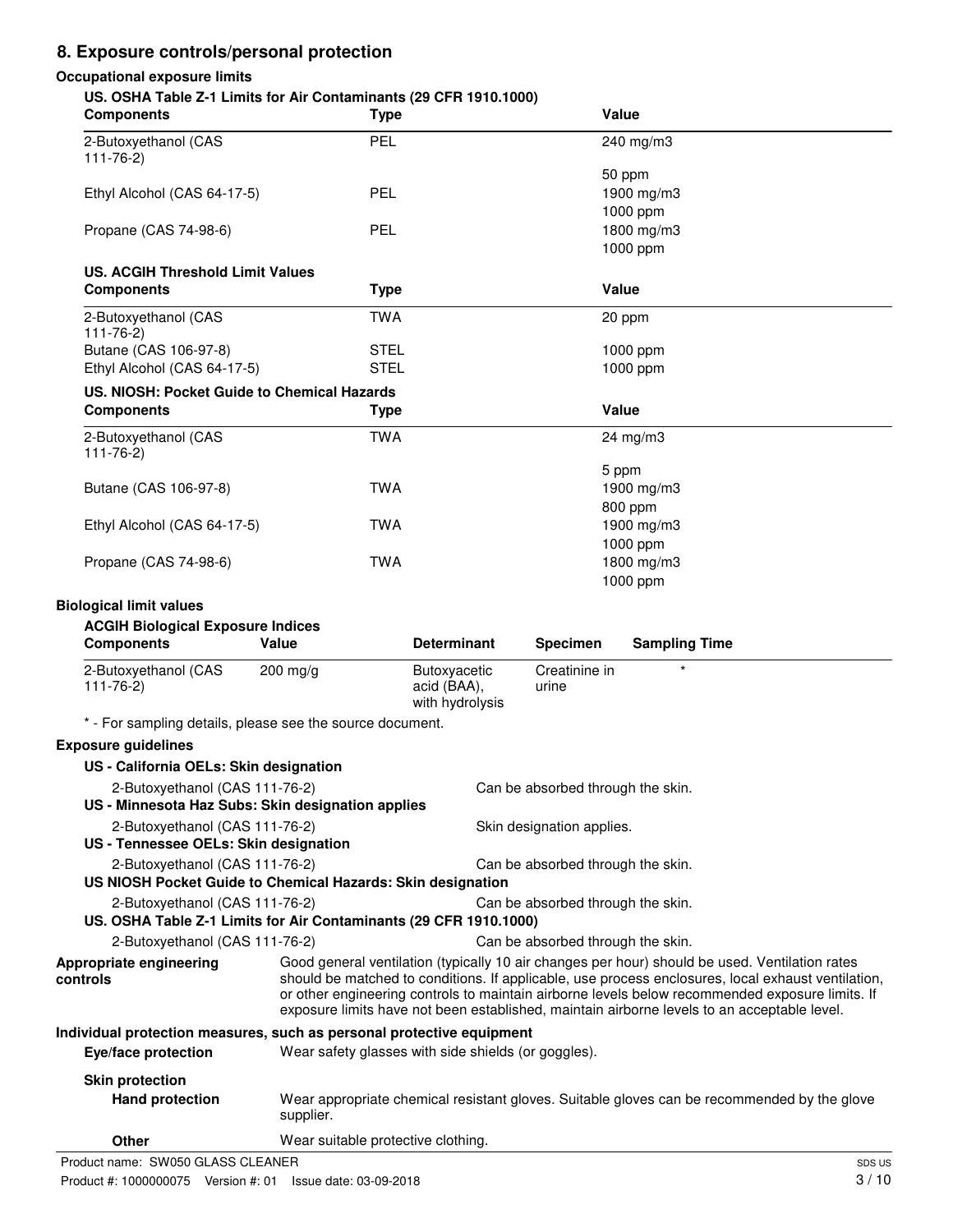## 8. Exposure controls/personal protection

### Occupational exposure limits

**US. OSHA Table Z-1 Limits for Air Contaminants (29 CFR 1910.1000)**

| Components | Type | Value |
|---|---|---|
| 2-Butoxyethanol (CAS 111-76-2) | PEL | 240 mg/m3 |
| | | 50 ppm |
| Ethyl Alcohol (CAS 64-17-5) | PEL | 1900 mg/m3 |
| | | 1000 ppm |
| Propane (CAS 74-98-6) | PEL | 1800 mg/m3 |
| | | 1000 ppm |

**US. ACGIH Threshold Limit Values**

| Components | Type | Value |
|---|---|---|
| 2-Butoxyethanol (CAS 111-76-2) | TWA | 20 ppm |
| Butane (CAS 106-97-8) | STEL | 1000 ppm |
| Ethyl Alcohol (CAS 64-17-5) | STEL | 1000 ppm |

**US. NIOSH: Pocket Guide to Chemical Hazards**

| Components | Type | Value |
|---|---|---|
| 2-Butoxyethanol (CAS 111-76-2) | TWA | 24 mg/m3 |
| | | 5 ppm |
| Butane (CAS 106-97-8) | TWA | 1900 mg/m3 |
| | | 800 ppm |
| Ethyl Alcohol (CAS 64-17-5) | TWA | 1900 mg/m3 |
| | | 1000 ppm |
| Propane (CAS 74-98-6) | TWA | 1800 mg/m3 |
| | | 1000 ppm |

### Biological limit values

**ACGIH Biological Exposure Indices**

| Components | Value | Determinant | Specimen | Sampling Time |
|---|---|---|---|---|
| 2-Butoxyethanol (CAS 111-76-2) | 200 mg/g | Butoxyacetic acid (BAA), with hydrolysis | Creatinine in urine | * |

\* - For sampling details, please see the source document.

### Exposure guidelines

**US - California OELs: Skin designation**

2-Butoxyethanol (CAS 111-76-2) — Can be absorbed through the skin.

**US - Minnesota Haz Subs: Skin designation applies**

2-Butoxyethanol (CAS 111-76-2) — Skin designation applies.

**US - Tennessee OELs: Skin designation**

2-Butoxyethanol (CAS 111-76-2) — Can be absorbed through the skin.

**US NIOSH Pocket Guide to Chemical Hazards: Skin designation**

2-Butoxyethanol (CAS 111-76-2) — Can be absorbed through the skin.

**US. OSHA Table Z-1 Limits for Air Contaminants (29 CFR 1910.1000)**

2-Butoxyethanol (CAS 111-76-2) — Can be absorbed through the skin.

**Appropriate engineering controls**

Good general ventilation (typically 10 air changes per hour) should be used. Ventilation rates should be matched to conditions. If applicable, use process enclosures, local exhaust ventilation, or other engineering controls to maintain airborne levels below recommended exposure limits. If exposure limits have not been established, maintain airborne levels to an acceptable level.

### Individual protection measures, such as personal protective equipment

**Eye/face protection**

Wear safety glasses with side shields (or goggles).

**Skin protection**

**Hand protection**

Wear appropriate chemical resistant gloves. Suitable gloves can be recommended by the glove supplier.

**Other**

Wear suitable protective clothing.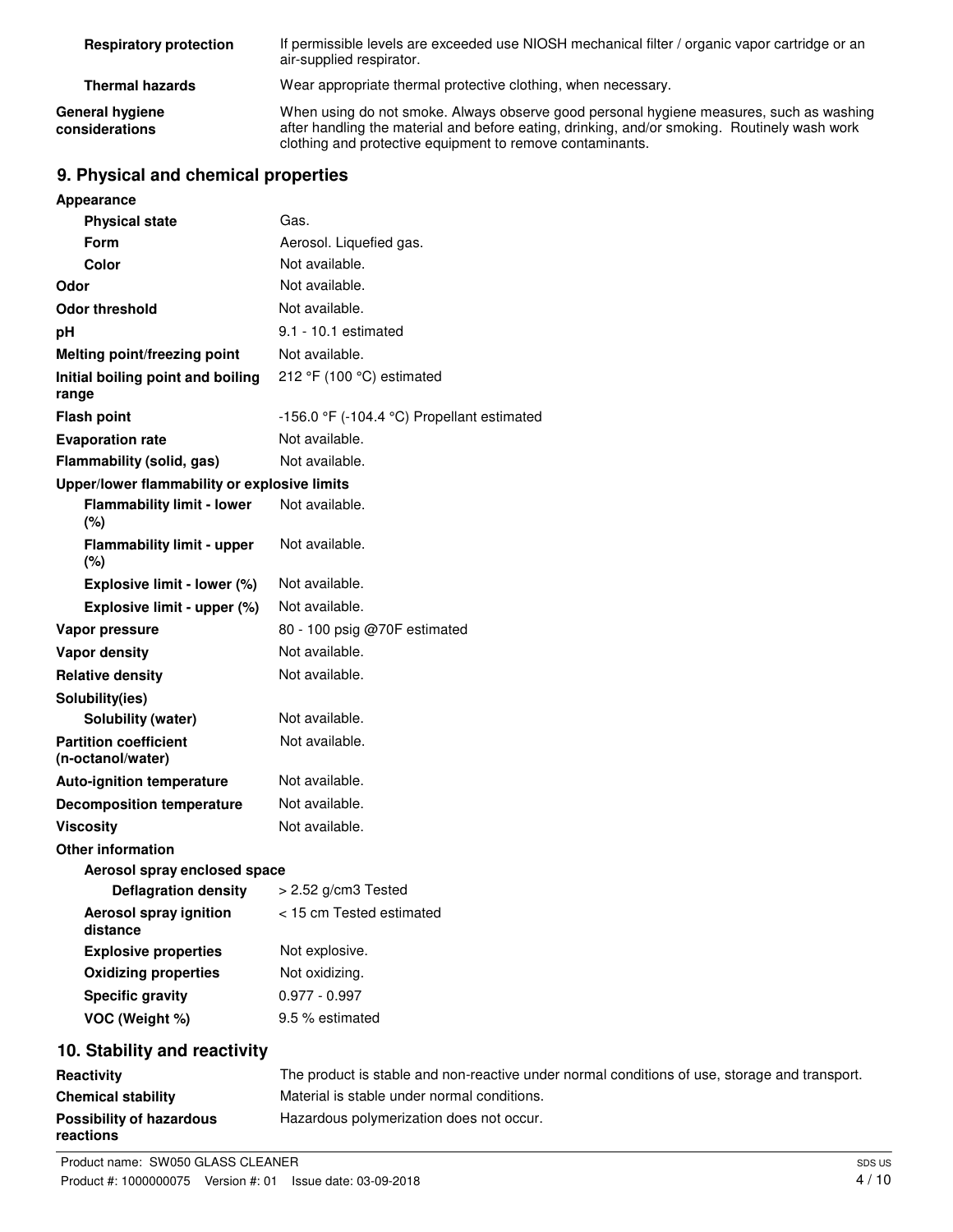| | |
|---|---|
| **Respiratory protection** | If permissible levels are exceeded use NIOSH mechanical filter / organic vapor cartridge or an air-supplied respirator. |
| **Thermal hazards** | Wear appropriate thermal protective clothing, when necessary. |
| **General hygiene considerations** | When using do not smoke. Always observe good personal hygiene measures, such as washing after handling the material and before eating, drinking, and/or smoking. Routinely wash work clothing and protective equipment to remove contaminants. |

## 9. Physical and chemical properties

| | |
|---|---|
| **Appearance** | |
| **Physical state** | Gas. |
| **Form** | Aerosol. Liquefied gas. |
| **Color** | Not available. |
| **Odor** | Not available. |
| **Odor threshold** | Not available. |
| **pH** | 9.1 - 10.1 estimated |
| **Melting point/freezing point** | Not available. |
| **Initial boiling point and boiling range** | 212 °F (100 °C) estimated |
| **Flash point** | -156.0 °F (-104.4 °C) Propellant estimated |
| **Evaporation rate** | Not available. |
| **Flammability (solid, gas)** | Not available. |
| **Upper/lower flammability or explosive limits** | |
| **Flammability limit - lower (%)** | Not available. |
| **Flammability limit - upper (%)** | Not available. |
| **Explosive limit - lower (%)** | Not available. |
| **Explosive limit - upper (%)** | Not available. |
| **Vapor pressure** | 80 - 100 psig @70F estimated |
| **Vapor density** | Not available. |
| **Relative density** | Not available. |
| **Solubility(ies)** | |
| **Solubility (water)** | Not available. |
| **Partition coefficient (n-octanol/water)** | Not available. |
| **Auto-ignition temperature** | Not available. |
| **Decomposition temperature** | Not available. |
| **Viscosity** | Not available. |
| **Other information** | |
| **Aerosol spray enclosed space** | |
| **Deflagration density** | > 2.52 g/cm3 Tested |
| **Aerosol spray ignition distance** | < 15 cm Tested estimated |
| **Explosive properties** | Not explosive. |
| **Oxidizing properties** | Not oxidizing. |
| **Specific gravity** | 0.977 - 0.997 |
| **VOC (Weight %)** | 9.5 % estimated |

## 10. Stability and reactivity

| | |
|---|---|
| **Reactivity** | The product is stable and non-reactive under normal conditions of use, storage and transport. |
| **Chemical stability** | Material is stable under normal conditions. |
| **Possibility of hazardous reactions** | Hazardous polymerization does not occur. |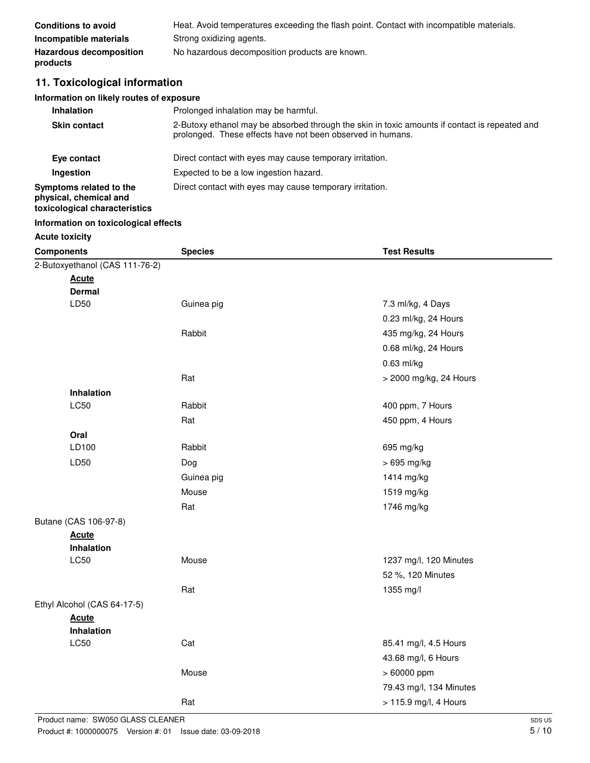| | |
|---|---|
| **Conditions to avoid** | Heat. Avoid temperatures exceeding the flash point. Contact with incompatible materials. |
| **Incompatible materials** | Strong oxidizing agents. |
| **Hazardous decomposition products** | No hazardous decomposition products are known. |

## 11. Toxicological information

### Information on likely routes of exposure

| | |
|---|---|
| **Inhalation** | Prolonged inhalation may be harmful. |
| **Skin contact** | 2-Butoxy ethanol may be absorbed through the skin in toxic amounts if contact is repeated and prolonged. These effects have not been observed in humans. |
| **Eye contact** | Direct contact with eyes may cause temporary irritation. |
| **Ingestion** | Expected to be a low ingestion hazard. |
| **Symptoms related to the physical, chemical and toxicological characteristics** | Direct contact with eyes may cause temporary irritation. |

### Information on toxicological effects

**Acute toxicity**

| Components | Species | Test Results |
|---|---|---|
| 2-Butoxyethanol (CAS 111-76-2) | | |
| **Acute** | | |
| **Dermal** | | |
| LD50 | Guinea pig | 7.3 ml/kg, 4 Days |
| | | 0.23 ml/kg, 24 Hours |
| | Rabbit | 435 mg/kg, 24 Hours |
| | | 0.68 ml/kg, 24 Hours |
| | | 0.63 ml/kg |
| | Rat | > 2000 mg/kg, 24 Hours |
| **Inhalation** | | |
| LC50 | Rabbit | 400 ppm, 7 Hours |
| | Rat | 450 ppm, 4 Hours |
| **Oral** | | |
| LD100 | Rabbit | 695 mg/kg |
| LD50 | Dog | > 695 mg/kg |
| | Guinea pig | 1414 mg/kg |
| | Mouse | 1519 mg/kg |
| | Rat | 1746 mg/kg |
| Butane (CAS 106-97-8) | | |
| **Acute** | | |
| **Inhalation** | | |
| LC50 | Mouse | 1237 mg/l, 120 Minutes |
| | | 52 %, 120 Minutes |
| | Rat | 1355 mg/l |
| Ethyl Alcohol (CAS 64-17-5) | | |
| **Acute** | | |
| **Inhalation** | | |
| LC50 | Cat | 85.41 mg/l, 4.5 Hours |
| | | 43.68 mg/l, 6 Hours |
| | Mouse | > 60000 ppm |
| | | 79.43 mg/l, 134 Minutes |
| | Rat | > 115.9 mg/l, 4 Hours |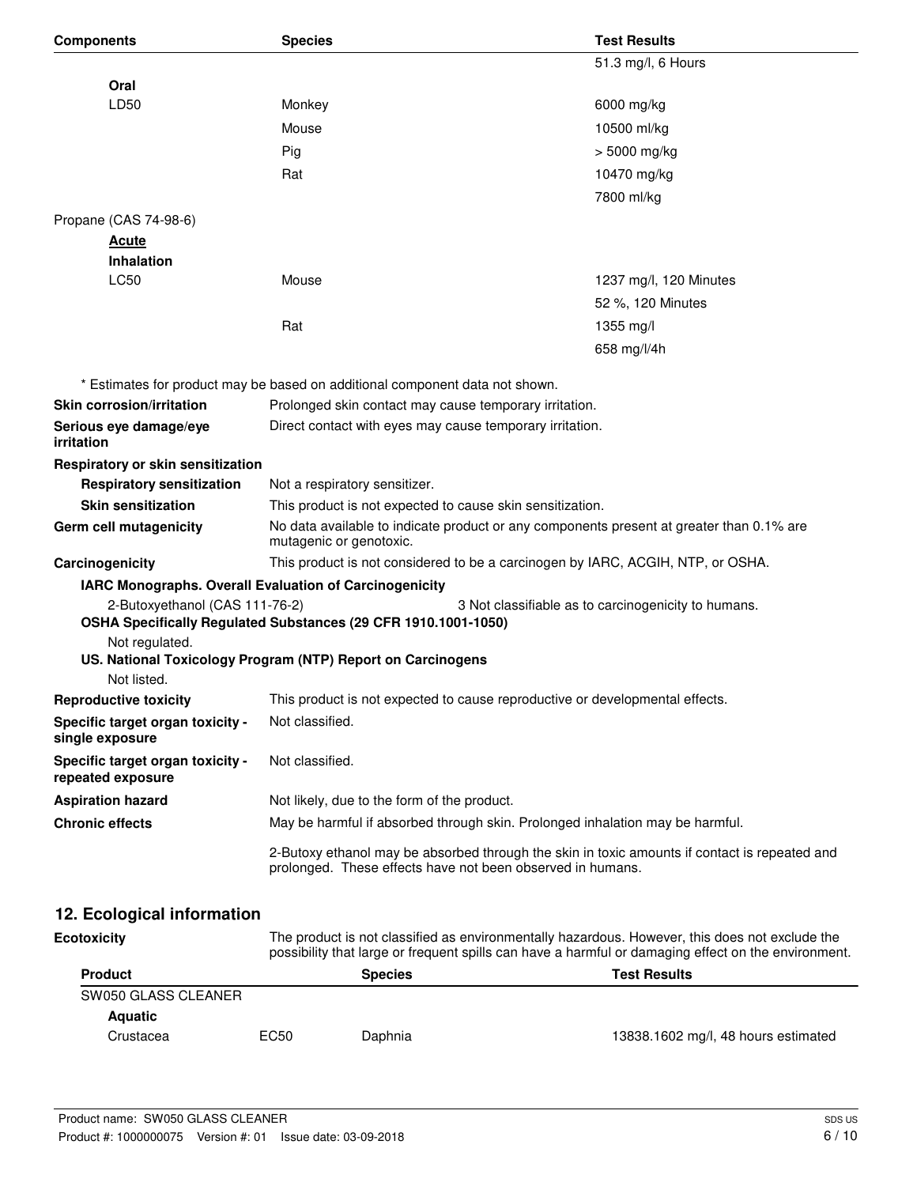| Components | Species | Test Results |
|---|---|---|
| | | 51.3 mg/l, 6 Hours |
| **Oral** | | |
| LD50 | Monkey | 6000 mg/kg |
| | Mouse | 10500 ml/kg |
| | Pig | > 5000 mg/kg |
| | Rat | 10470 mg/kg |
| | | 7800 ml/kg |
| Propane (CAS 74-98-6) | | |
| **Acute** | | |
| **Inhalation** | | |
| LC50 | Mouse | 1237 mg/l, 120 Minutes |
| | | 52 %, 120 Minutes |
| | Rat | 1355 mg/l |
| | | 658 mg/l/4h |

* Estimates for product may be based on additional component data not shown.

**Skin corrosion/irritation** Prolonged skin contact may cause temporary irritation.

**Serious eye damage/eye irritation** Direct contact with eyes may cause temporary irritation.

**Respiratory or skin sensitization**

**Respiratory sensitization** Not a respiratory sensitizer.

**Skin sensitization** This product is not expected to cause skin sensitization.

**Germ cell mutagenicity** No data available to indicate product or any components present at greater than 0.1% are mutagenic or genotoxic.

**Carcinogenicity** This product is not considered to be a carcinogen by IARC, ACGIH, NTP, or OSHA.

**IARC Monographs. Overall Evaluation of Carcinogenicity**

2-Butoxyethanol (CAS 111-76-2) 3 Not classifiable as to carcinogenicity to humans.

**OSHA Specifically Regulated Substances (29 CFR 1910.1001-1050)**

Not regulated.

**US. National Toxicology Program (NTP) Report on Carcinogens**

Not listed.

**Reproductive toxicity** This product is not expected to cause reproductive or developmental effects.

**Specific target organ toxicity - single exposure** Not classified.

**Specific target organ toxicity - repeated exposure** Not classified.

**Aspiration hazard** Not likely, due to the form of the product.

**Chronic effects** May be harmful if absorbed through skin. Prolonged inhalation may be harmful.

2-Butoxy ethanol may be absorbed through the skin in toxic amounts if contact is repeated and prolonged. These effects have not been observed in humans.

## 12. Ecological information

**Ecotoxicity** The product is not classified as environmentally hazardous. However, this does not exclude the possibility that large or frequent spills can have a harmful or damaging effect on the environment.

| Product | | Species | Test Results |
|---|---|---|---|
| SW050 GLASS CLEANER | | | |
| **Aquatic** | | | |
| Crustacea | EC50 | Daphnia | 13838.1602 mg/l, 48 hours estimated |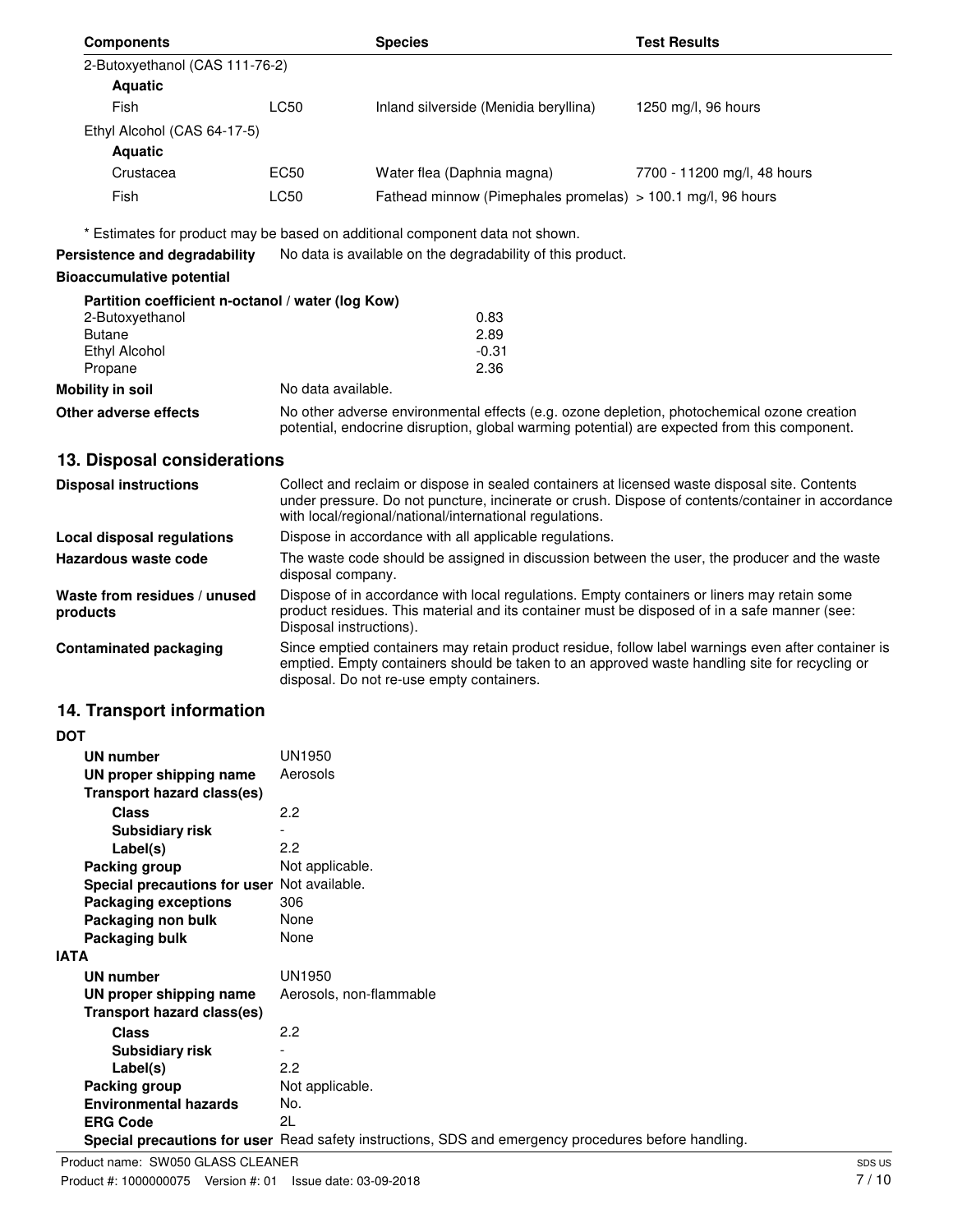| Components | | Species | Test Results |
|---|---|---|---|
| 2-Butoxyethanol (CAS 111-76-2) | | | |
| **Aquatic** | | | |
| Fish | LC50 | Inland silverside (Menidia beryllina) | 1250 mg/l, 96 hours |
| Ethyl Alcohol (CAS 64-17-5) | | | |
| **Aquatic** | | | |
| Crustacea | EC50 | Water flea (Daphnia magna) | 7700 - 11200 mg/l, 48 hours |
| Fish | LC50 | Fathead minnow (Pimephales promelas) | > 100.1 mg/l, 96 hours |

\* Estimates for product may be based on additional component data not shown.

**Persistence and degradability** No data is available on the degradability of this product.

**Bioaccumulative potential**

**Partition coefficient n-octanol / water (log Kow)**

| | |
|---|---|
| 2-Butoxyethanol | 0.83 |
| Butane | 2.89 |
| Ethyl Alcohol | -0.31 |
| Propane | 2.36 |

**Mobility in soil** No data available.

**Other adverse effects** No other adverse environmental effects (e.g. ozone depletion, photochemical ozone creation potential, endocrine disruption, global warming potential) are expected from this component.

## 13. Disposal considerations

**Disposal instructions** Collect and reclaim or dispose in sealed containers at licensed waste disposal site. Contents under pressure. Do not puncture, incinerate or crush. Dispose of contents/container in accordance with local/regional/national/international regulations.

**Local disposal regulations** Dispose in accordance with all applicable regulations.

**Hazardous waste code** The waste code should be assigned in discussion between the user, the producer and the waste disposal company.

**Waste from residues / unused products** Dispose of in accordance with local regulations. Empty containers or liners may retain some product residues. This material and its container must be disposed of in a safe manner (see: Disposal instructions).

**Contaminated packaging** Since emptied containers may retain product residue, follow label warnings even after container is emptied. Empty containers should be taken to an approved waste handling site for recycling or disposal. Do not re-use empty containers.

## 14. Transport information

**DOT**

**UN number** UN1950
**UN proper shipping name** Aerosols
**Transport hazard class(es)**
**Class** 2.2
**Subsidiary risk** -
**Label(s)** 2.2
**Packing group** Not applicable.
**Special precautions for user** Not available.
**Packaging exceptions** 306
**Packaging non bulk** None
**Packaging bulk** None

**IATA**

**UN number** UN1950
**UN proper shipping name** Aerosols, non-flammable
**Transport hazard class(es)**
**Class** 2.2
**Subsidiary risk** -
**Label(s)** 2.2
**Packing group** Not applicable.
**Environmental hazards** No.
**ERG Code** 2L
**Special precautions for user** Read safety instructions, SDS and emergency procedures before handling.

Product name: SW050 GLASS CLEANER
Product #: 1000000075 Version #: 01 Issue date: 03-09-2018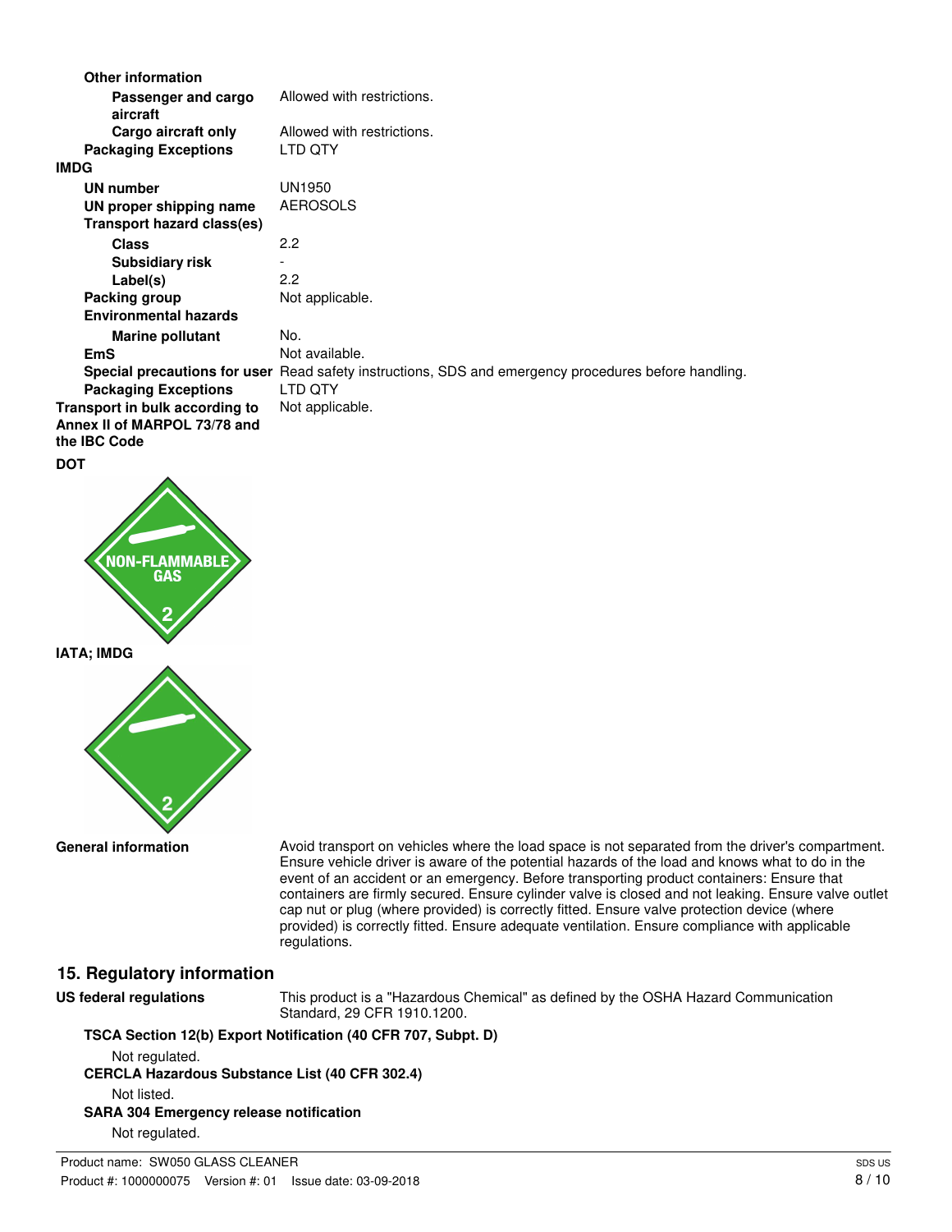**Other information**

**Passenger and cargo aircraft** Allowed with restrictions.

**Cargo aircraft only** Allowed with restrictions.

**Packaging Exceptions** LTD QTY

**IMDG**

**UN number** UN1950

**UN proper shipping name** AEROSOLS

**Transport hazard class(es)**

**Class** 2.2

**Subsidiary risk** -

**Label(s)** 2.2

**Packing group** Not applicable.

**Environmental hazards**

**Marine pollutant** No.

**EmS** Not available.

**Special precautions for user** Read safety instructions, SDS and emergency procedures before handling.

**Packaging Exceptions** LTD QTY

**Transport in bulk according to Annex II of MARPOL 73/78 and the IBC Code** Not applicable.

**DOT**

NON-FLAMMABLE GAS

2

**IATA; IMDG**

2

**General information** Avoid transport on vehicles where the load space is not separated from the driver's compartment. Ensure vehicle driver is aware of the potential hazards of the load and knows what to do in the event of an accident or an emergency. Before transporting product containers: Ensure that containers are firmly secured. Ensure cylinder valve is closed and not leaking. Ensure valve outlet cap nut or plug (where provided) is correctly fitted. Ensure valve protection device (where provided) is correctly fitted. Ensure adequate ventilation. Ensure compliance with applicable regulations.

## 15. Regulatory information

**US federal regulations** This product is a "Hazardous Chemical" as defined by the OSHA Hazard Communication Standard, 29 CFR 1910.1200.

**TSCA Section 12(b) Export Notification (40 CFR 707, Subpt. D)**

Not regulated.

**CERCLA Hazardous Substance List (40 CFR 302.4)**

Not listed.

**SARA 304 Emergency release notification**

Not regulated.

Product name: SW050 GLASS CLEANER

Product #: 1000000075 Version #: 01 Issue date: 03-09-2018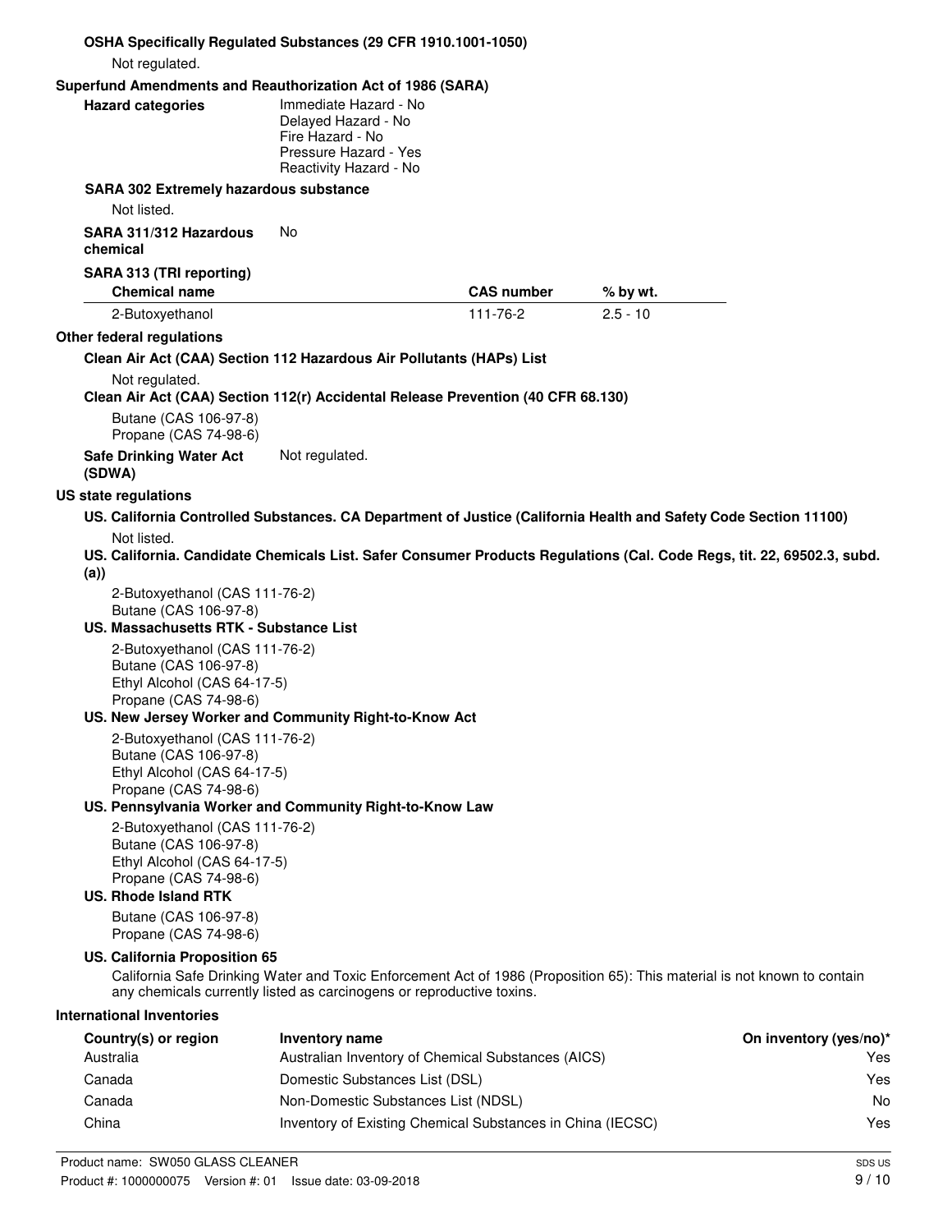**OSHA Specifically Regulated Substances (29 CFR 1910.1001-1050)**

Not regulated.

**Superfund Amendments and Reauthorization Act of 1986 (SARA)**

**Hazard categories**
Immediate Hazard - No
Delayed Hazard - No
Fire Hazard - No
Pressure Hazard - Yes
Reactivity Hazard - No

**SARA 302 Extremely hazardous substance**

Not listed.

**SARA 311/312 Hazardous chemical** No

**SARA 313 (TRI reporting)**

| Chemical name | CAS number | % by wt. |
|---|---|---|
| 2-Butoxyethanol | 111-76-2 | 2.5 - 10 |

**Other federal regulations**

**Clean Air Act (CAA) Section 112 Hazardous Air Pollutants (HAPs) List**

Not regulated.

**Clean Air Act (CAA) Section 112(r) Accidental Release Prevention (40 CFR 68.130)**

Butane (CAS 106-97-8)
Propane (CAS 74-98-6)

**Safe Drinking Water Act (SDWA)** Not regulated.

**US state regulations**

**US. California Controlled Substances. CA Department of Justice (California Health and Safety Code Section 11100)**

Not listed.

**US. California. Candidate Chemicals List. Safer Consumer Products Regulations (Cal. Code Regs, tit. 22, 69502.3, subd. (a))**

2-Butoxyethanol (CAS 111-76-2)
Butane (CAS 106-97-8)

**US. Massachusetts RTK - Substance List**

2-Butoxyethanol (CAS 111-76-2)
Butane (CAS 106-97-8)
Ethyl Alcohol (CAS 64-17-5)
Propane (CAS 74-98-6)

**US. New Jersey Worker and Community Right-to-Know Act**

2-Butoxyethanol (CAS 111-76-2)
Butane (CAS 106-97-8)
Ethyl Alcohol (CAS 64-17-5)
Propane (CAS 74-98-6)

**US. Pennsylvania Worker and Community Right-to-Know Law**

2-Butoxyethanol (CAS 111-76-2)
Butane (CAS 106-97-8)
Ethyl Alcohol (CAS 64-17-5)
Propane (CAS 74-98-6)

**US. Rhode Island RTK**

Butane (CAS 106-97-8)
Propane (CAS 74-98-6)

**US. California Proposition 65**

California Safe Drinking Water and Toxic Enforcement Act of 1986 (Proposition 65): This material is not known to contain any chemicals currently listed as carcinogens or reproductive toxins.

**International Inventories**

| Country(s) or region | Inventory name | On inventory (yes/no)* |
|---|---|---|
| Australia | Australian Inventory of Chemical Substances (AICS) | Yes |
| Canada | Domestic Substances List (DSL) | Yes |
| Canada | Non-Domestic Substances List (NDSL) | No |
| China | Inventory of Existing Chemical Substances in China (IECSC) | Yes |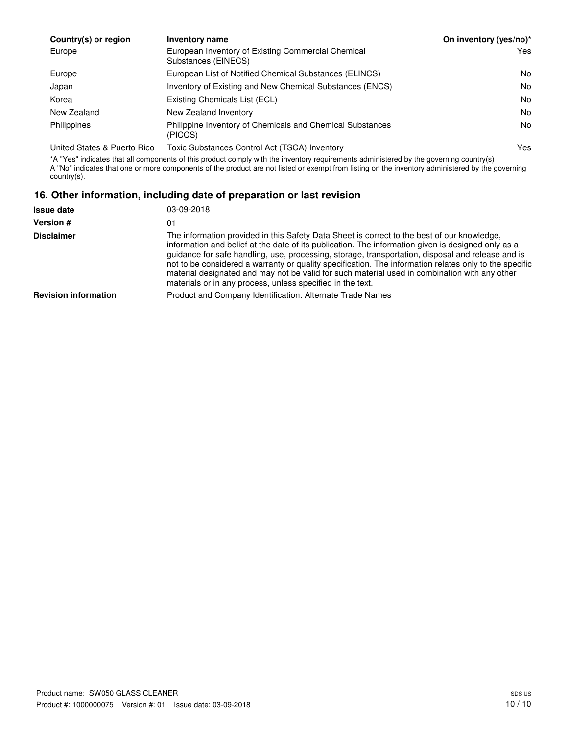| Country(s) or region | Inventory name | On inventory (yes/no)* |
| --- | --- | --- |
| Europe | European Inventory of Existing Commercial Chemical Substances (EINECS) | Yes |
| Europe | European List of Notified Chemical Substances (ELINCS) | No |
| Japan | Inventory of Existing and New Chemical Substances (ENCS) | No |
| Korea | Existing Chemicals List (ECL) | No |
| New Zealand | New Zealand Inventory | No |
| Philippines | Philippine Inventory of Chemicals and Chemical Substances (PICCS) | No |
| United States & Puerto Rico | Toxic Substances Control Act (TSCA) Inventory | Yes |

*A "Yes" indicates that all components of this product comply with the inventory requirements administered by the governing country(s)
A "No" indicates that one or more components of the product are not listed or exempt from listing on the inventory administered by the governing country(s).

## 16. Other information, including date of preparation or last revision

**Issue date** 03-09-2018

**Version #** 01

**Disclaimer** The information provided in this Safety Data Sheet is correct to the best of our knowledge, information and belief at the date of its publication. The information given is designed only as a guidance for safe handling, use, processing, storage, transportation, disposal and release and is not to be considered a warranty or quality specification. The information relates only to the specific material designated and may not be valid for such material used in combination with any other materials or in any process, unless specified in the text.

**Revision information** Product and Company Identification: Alternate Trade Names